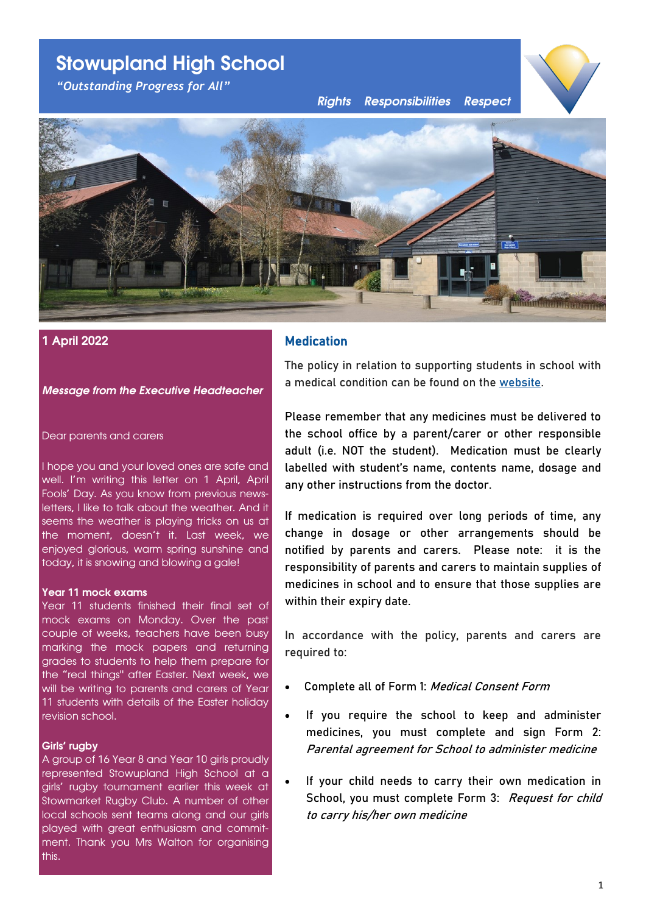# Stowupland High School

*"Outstanding Progress for All"*

*Rights Responsibilities Respect*

## 1 April 2022

***Message from the Executive Headteacher***

Dear parents and carers

I hope you and your loved ones are safe and well. I'm writing this letter on 1 April, April Fools' Day. As you know from previous newsletters, I like to talk about the weather. And it seems the weather is playing tricks on us at the moment, doesn't it. Last week, we enjoyed glorious, warm spring sunshine and today, it is snowing and blowing a gale!

**Year 11 mock exams**

Year 11 students finished their final set of mock exams on Monday. Over the past couple of weeks, teachers have been busy marking the mock papers and returning grades to students to help them prepare for the "real things" after Easter. Next week, we will be writing to parents and carers of Year 11 students with details of the Easter holiday revision school.

**Girls' rugby**

A group of 16 Year 8 and Year 10 girls proudly represented Stowupland High School at a girls' rugby tournament earlier this week at Stowmarket Rugby Club. A number of other local schools sent teams along and our girls played with great enthusiasm and commitment. Thank you Mrs Walton for organising this.

## Medication

The policy in relation to supporting students in school with a medical condition can be found on the website.

Please remember that any medicines must be delivered to the school office by a parent/carer or other responsible adult (i.e. NOT the student). Medication must be clearly labelled with student's name, contents name, dosage and any other instructions from the doctor.

If medication is required over long periods of time, any change in dosage or other arrangements should be notified by parents and carers. Please note: it is the responsibility of parents and carers to maintain supplies of medicines in school and to ensure that those supplies are within their expiry date.

In accordance with the policy, parents and carers are required to:

- Complete all of Form 1: *Medical Consent Form*
- If you require the school to keep and administer medicines, you must complete and sign Form 2: *Parental agreement for School to administer medicine*
- If your child needs to carry their own medication in School, you must complete Form 3: *Request for child to carry his/her own medicine*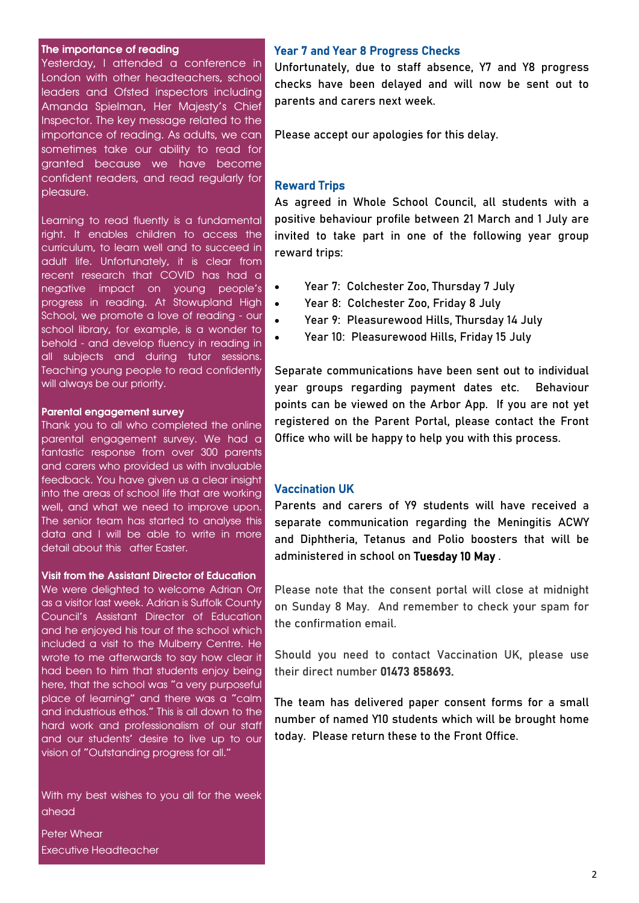### The importance of reading

Yesterday, I attended a conference in London with other headteachers, school leaders and Ofsted inspectors including Amanda Spielman, Her Majesty's Chief Inspector. The key message related to the importance of reading. As adults, we can sometimes take our ability to read for granted because we have become confident readers, and read regularly for pleasure.

Learning to read fluently is a fundamental right. It enables children to access the curriculum, to learn well and to succeed in adult life. Unfortunately, it is clear from recent research that COVID has had a negative impact on young people's progress in reading. At Stowupland High School, we promote a love of reading - our school library, for example, is a wonder to behold - and develop fluency in reading in all subjects and during tutor sessions. Teaching young people to read confidently will always be our priority.

### Parental engagement survey

Thank you to all who completed the online parental engagement survey. We had a fantastic response from over 300 parents and carers who provided us with invaluable feedback. You have given us a clear insight into the areas of school life that are working well, and what we need to improve upon. The senior team has started to analyse this data and I will be able to write in more detail about this after Easter.

### Visit from the Assistant Director of Education

We were delighted to welcome Adrian Orr as a visitor last week. Adrian is Suffolk County Council's Assistant Director of Education and he enjoyed his tour of the school which included a visit to the Mulberry Centre. He wrote to me afterwards to say how clear it had been to him that students enjoy being here, that the school was "a very purposeful place of learning" and there was a "calm and industrious ethos." This is all down to the hard work and professionalism of our staff and our students' desire to live up to our vision of "Outstanding progress for all."

With my best wishes to you all for the week ahead

Peter Whear
Executive Headteacher

### Year 7 and Year 8 Progress Checks

Unfortunately, due to staff absence, Y7 and Y8 progress checks have been delayed and will now be sent out to parents and carers next week.

Please accept our apologies for this delay.

### Reward Trips

As agreed in Whole School Council, all students with a positive behaviour profile between 21 March and 1 July are invited to take part in one of the following year group reward trips:

- Year 7: Colchester Zoo, Thursday 7 July
- Year 8: Colchester Zoo, Friday 8 July
- Year 9: Pleasurewood Hills, Thursday 14 July
- Year 10: Pleasurewood Hills, Friday 15 July

Separate communications have been sent out to individual year groups regarding payment dates etc. Behaviour points can be viewed on the Arbor App. If you are not yet registered on the Parent Portal, please contact the Front Office who will be happy to help you with this process.

### Vaccination UK

Parents and carers of Y9 students will have received a separate communication regarding the Meningitis ACWY and Diphtheria, Tetanus and Polio boosters that will be administered in school on **Tuesday 10 May** .

Please note that the consent portal will close at midnight on Sunday 8 May. And remember to check your spam for the confirmation email.

Should you need to contact Vaccination UK, please use their direct number **01473 858693.**

The team has delivered paper consent forms for a small number of named Y10 students which will be brought home today. Please return these to the Front Office.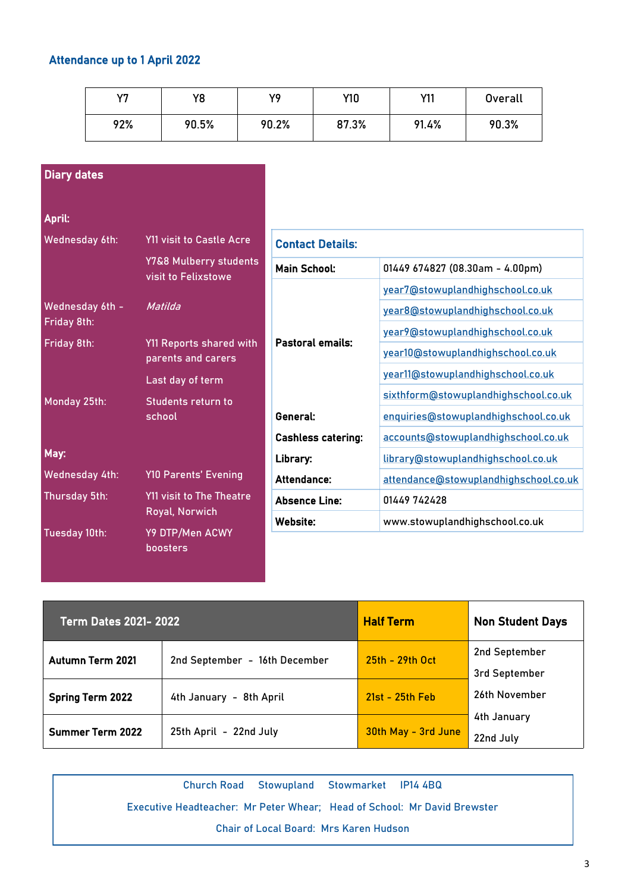## Attendance up to 1 April 2022

| Y7 | Y8 | Y9 | Y10 | Y11 | Overall |
|---|---|---|---|---|---|
| 92% | 90.5% | 90.2% | 87.3% | 91.4% | 90.3% |

## Diary dates

**April:**

| | |
|---|---|
| Wednesday 6th: | Y11 visit to Castle Acre |
| | Y7&8 Mulberry students visit to Felixstowe |
| Wednesday 6th - Friday 8th: | *Matilda* |
| Friday 8th: | Y11 Reports shared with parents and carers |
| | Last day of term |
| Monday 25th: | Students return to school |

**May:**

| | |
|---|---|
| Wednesday 4th: | Y10 Parents' Evening |
| Thursday 5th: | Y11 visit to The Theatre Royal, Norwich |
| Tuesday 10th: | Y9 DTP/Men ACWY boosters |

## Contact Details:

| | |
|---|---|
| **Main School:** | 01449 674827 (08.30am - 4.00pm) |
| **Pastoral emails:** | year7@stowuplandhighschool.co.uk |
| | year8@stowuplandhighschool.co.uk |
| | year9@stowuplandhighschool.co.uk |
| | year10@stowuplandhighschool.co.uk |
| | year11@stowuplandhighschool.co.uk |
| | sixthform@stowuplandhighschool.co.uk |
| **General:** | enquiries@stowuplandhighschool.co.uk |
| **Cashless catering:** | accounts@stowuplandhighschool.co.uk |
| **Library:** | library@stowuplandhighschool.co.uk |
| **Attendance:** | attendance@stowuplandhighschool.co.uk |
| **Absence Line:** | 01449 742428 |
| **Website:** | www.stowuplandhighschool.co.uk |

| Term Dates 2021- 2022 | | Half Term | Non Student Days |
|---|---|---|---|
| **Autumn Term 2021** | 2nd September - 16th December | 25th - 29th Oct | 2nd September<br>3rd September |
| **Spring Term 2022** | 4th January - 8th April | 21st - 25th Feb | 26th November<br>4th January |
| **Summer Term 2022** | 25th April - 22nd July | 30th May - 3rd June | 22nd July |

Church Road Stowupland Stowmarket IP14 4BQ

Executive Headteacher: Mr Peter Whear; Head of School: Mr David Brewster

Chair of Local Board: Mrs Karen Hudson